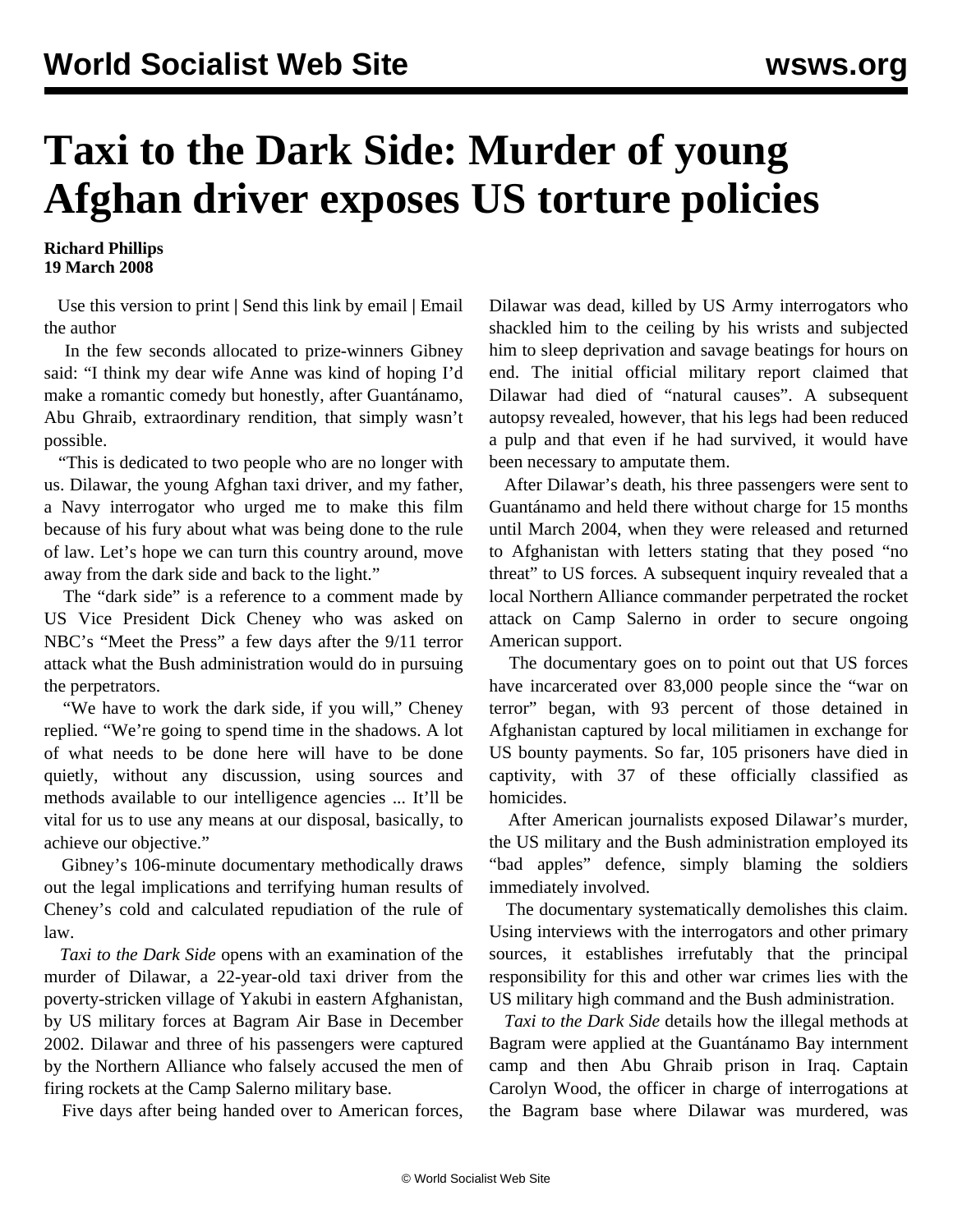# Taxi to the Dark Side: Murder of young Afghan driver exposes US torture policies

**Richard Phillips**
**19 March 2008**

Use this version to print | Send this link by email | Email the author

In the few seconds allocated to prize-winners Gibney said: "I think my dear wife Anne was kind of hoping I'd make a romantic comedy but honestly, after Guantánamo, Abu Ghraib, extraordinary rendition, that simply wasn't possible.

"This is dedicated to two people who are no longer with us. Dilawar, the young Afghan taxi driver, and my father, a Navy interrogator who urged me to make this film because of his fury about what was being done to the rule of law. Let's hope we can turn this country around, move away from the dark side and back to the light."

The "dark side" is a reference to a comment made by US Vice President Dick Cheney who was asked on NBC's "Meet the Press" a few days after the 9/11 terror attack what the Bush administration would do in pursuing the perpetrators.

"We have to work the dark side, if you will," Cheney replied. "We're going to spend time in the shadows. A lot of what needs to be done here will have to be done quietly, without any discussion, using sources and methods available to our intelligence agencies ... It'll be vital for us to use any means at our disposal, basically, to achieve our objective."

Gibney's 106-minute documentary methodically draws out the legal implications and terrifying human results of Cheney's cold and calculated repudiation of the rule of law.

*Taxi to the Dark Side* opens with an examination of the murder of Dilawar, a 22-year-old taxi driver from the poverty-stricken village of Yakubi in eastern Afghanistan, by US military forces at Bagram Air Base in December 2002. Dilawar and three of his passengers were captured by the Northern Alliance who falsely accused the men of firing rockets at the Camp Salerno military base.

Five days after being handed over to American forces, Dilawar was dead, killed by US Army interrogators who shackled him to the ceiling by his wrists and subjected him to sleep deprivation and savage beatings for hours on end. The initial official military report claimed that Dilawar had died of "natural causes". A subsequent autopsy revealed, however, that his legs had been reduced a pulp and that even if he had survived, it would have been necessary to amputate them.

After Dilawar's death, his three passengers were sent to Guantánamo and held there without charge for 15 months until March 2004, when they were released and returned to Afghanistan with letters stating that they posed "no threat" to US forces. A subsequent inquiry revealed that a local Northern Alliance commander perpetrated the rocket attack on Camp Salerno in order to secure ongoing American support.

The documentary goes on to point out that US forces have incarcerated over 83,000 people since the "war on terror" began, with 93 percent of those detained in Afghanistan captured by local militiamen in exchange for US bounty payments. So far, 105 prisoners have died in captivity, with 37 of these officially classified as homicides.

After American journalists exposed Dilawar's murder, the US military and the Bush administration employed its "bad apples" defence, simply blaming the soldiers immediately involved.

The documentary systematically demolishes this claim. Using interviews with the interrogators and other primary sources, it establishes irrefutably that the principal responsibility for this and other war crimes lies with the US military high command and the Bush administration.

*Taxi to the Dark Side* details how the illegal methods at Bagram were applied at the Guantánamo Bay internment camp and then Abu Ghraib prison in Iraq. Captain Carolyn Wood, the officer in charge of interrogations at the Bagram base where Dilawar was murdered, was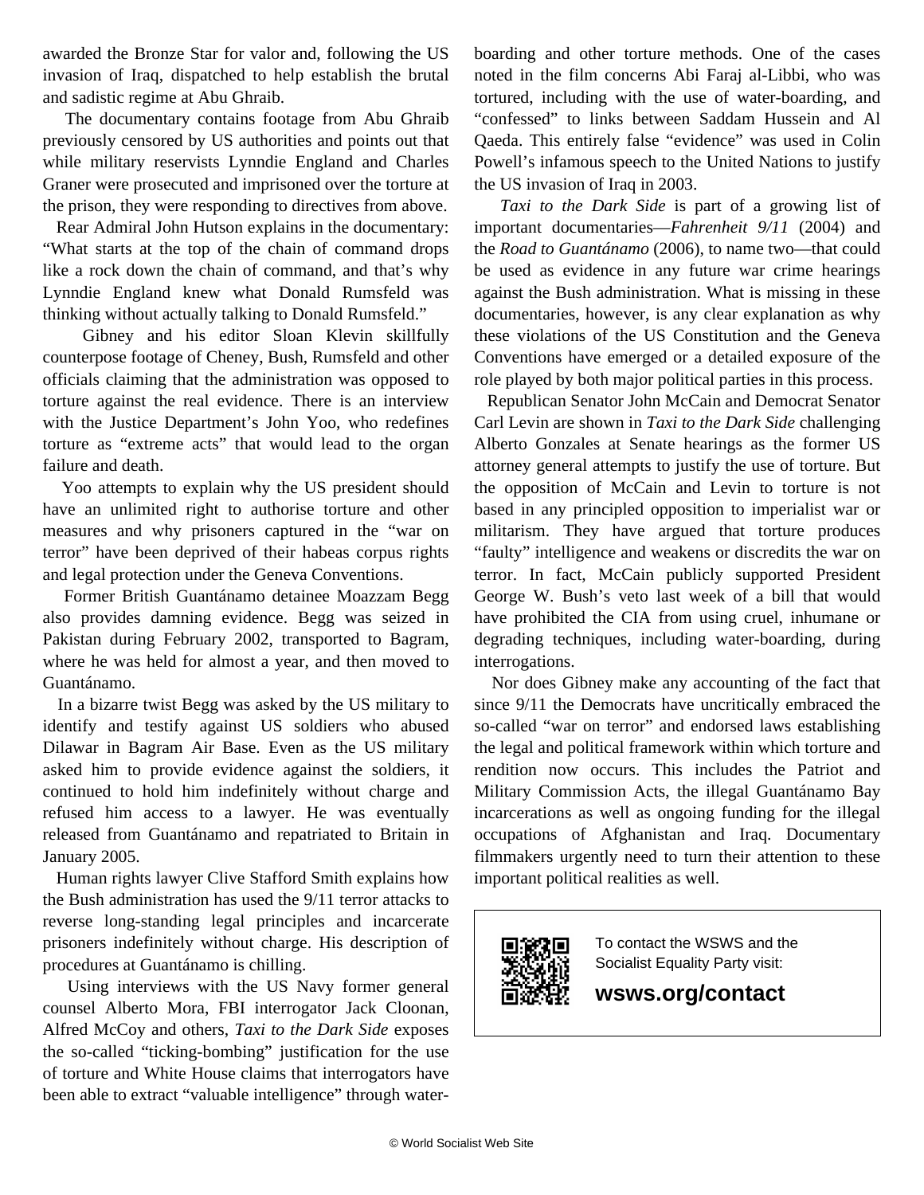awarded the Bronze Star for valor and, following the US invasion of Iraq, dispatched to help establish the brutal and sadistic regime at Abu Ghraib.

The documentary contains footage from Abu Ghraib previously censored by US authorities and points out that while military reservists Lynndie England and Charles Graner were prosecuted and imprisoned over the torture at the prison, they were responding to directives from above.

Rear Admiral John Hutson explains in the documentary: "What starts at the top of the chain of command drops like a rock down the chain of command, and that's why Lynndie England knew what Donald Rumsfeld was thinking without actually talking to Donald Rumsfeld."

Gibney and his editor Sloan Klevin skillfully counterpose footage of Cheney, Bush, Rumsfeld and other officials claiming that the administration was opposed to torture against the real evidence. There is an interview with the Justice Department's John Yoo, who redefines torture as "extreme acts" that would lead to the organ failure and death.

Yoo attempts to explain why the US president should have an unlimited right to authorise torture and other measures and why prisoners captured in the "war on terror" have been deprived of their habeas corpus rights and legal protection under the Geneva Conventions.

Former British Guantánamo detainee Moazzam Begg also provides damning evidence. Begg was seized in Pakistan during February 2002, transported to Bagram, where he was held for almost a year, and then moved to Guantánamo.

In a bizarre twist Begg was asked by the US military to identify and testify against US soldiers who abused Dilawar in Bagram Air Base. Even as the US military asked him to provide evidence against the soldiers, it continued to hold him indefinitely without charge and refused him access to a lawyer. He was eventually released from Guantánamo and repatriated to Britain in January 2005.

Human rights lawyer Clive Stafford Smith explains how the Bush administration has used the 9/11 terror attacks to reverse long-standing legal principles and incarcerate prisoners indefinitely without charge. His description of procedures at Guantánamo is chilling.

Using interviews with the US Navy former general counsel Alberto Mora, FBI interrogator Jack Cloonan, Alfred McCoy and others, *Taxi to the Dark Side* exposes the so-called "ticking-bombing" justification for the use of torture and White House claims that interrogators have been able to extract "valuable intelligence" through water-boarding and other torture methods. One of the cases noted in the film concerns Abi Faraj al-Libbi, who was tortured, including with the use of water-boarding, and "confessed" to links between Saddam Hussein and Al Qaeda. This entirely false "evidence" was used in Colin Powell's infamous speech to the United Nations to justify the US invasion of Iraq in 2003.

*Taxi to the Dark Side* is part of a growing list of important documentaries—*Fahrenheit 9/11* (2004) and the *Road to Guantánamo* (2006), to name two—that could be used as evidence in any future war crime hearings against the Bush administration. What is missing in these documentaries, however, is any clear explanation as why these violations of the US Constitution and the Geneva Conventions have emerged or a detailed exposure of the role played by both major political parties in this process.

Republican Senator John McCain and Democrat Senator Carl Levin are shown in *Taxi to the Dark Side* challenging Alberto Gonzales at Senate hearings as the former US attorney general attempts to justify the use of torture. But the opposition of McCain and Levin to torture is not based in any principled opposition to imperialist war or militarism. They have argued that torture produces "faulty" intelligence and weakens or discredits the war on terror. In fact, McCain publicly supported President George W. Bush's veto last week of a bill that would have prohibited the CIA from using cruel, inhumane or degrading techniques, including water-boarding, during interrogations.

Nor does Gibney make any accounting of the fact that since 9/11 the Democrats have uncritically embraced the so-called "war on terror" and endorsed laws establishing the legal and political framework within which torture and rendition now occurs. This includes the Patriot and Military Commission Acts, the illegal Guantánamo Bay incarcerations as well as ongoing funding for the illegal occupations of Afghanistan and Iraq. Documentary filmmakers urgently need to turn their attention to these important political realities as well.

To contact the WSWS and the Socialist Equality Party visit:

**wsws.org/contact**